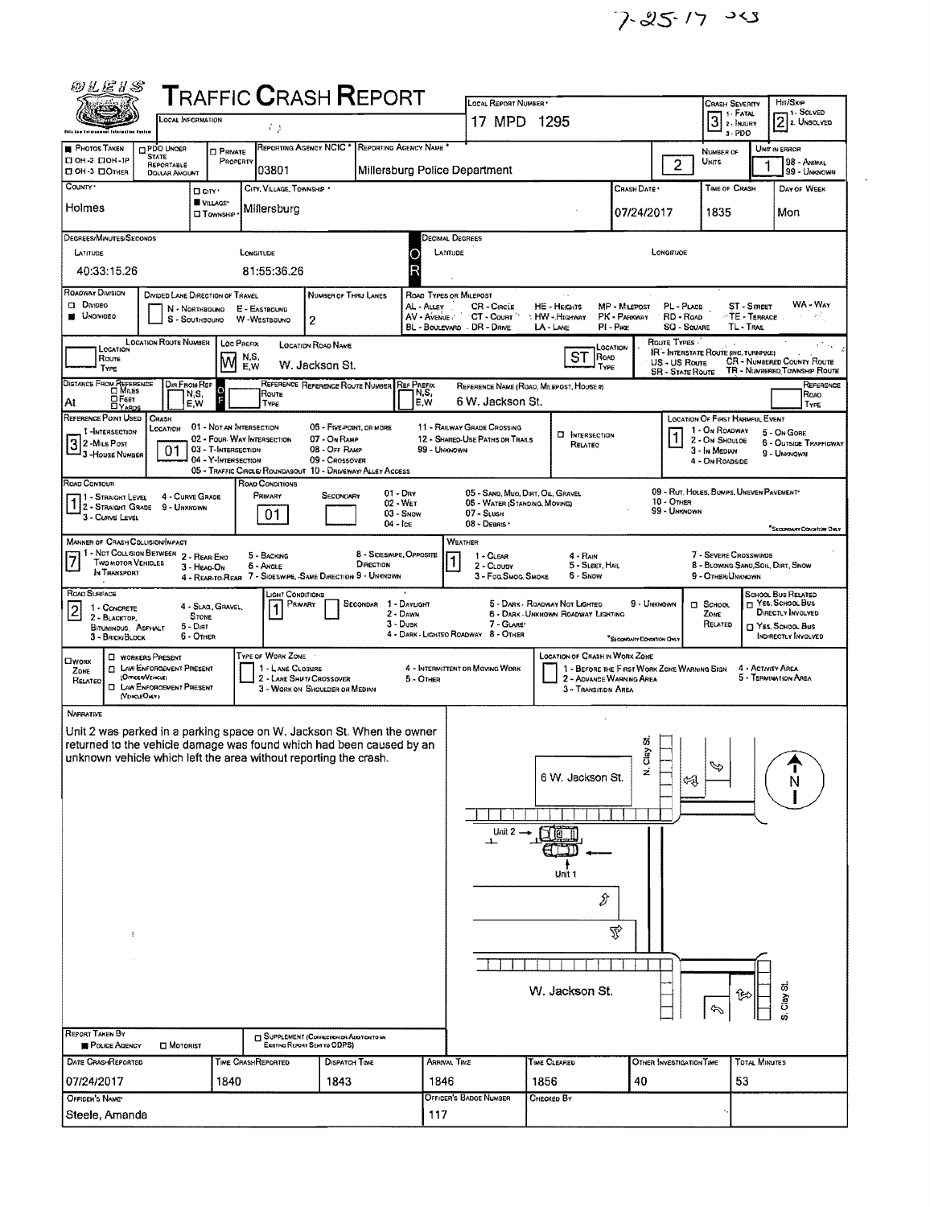7-25-17

# TRAFFIC CRASH REPORT

LOCAL INFORMATION

LOCAL REPORT NUMBER: 17 MPD 1295

CRASH SEVERITY: 3 (1 - FATAL, 2 - INJURY, 3 - PDO)

HIT/SKIP: 2 (1 - SOLVED, 2 - UNSOLVED)

| Field | Value |
|---|---|
| Reporting Agency NCIC | 03801 |
| Reporting Agency Name | Millersburg Police Department |
| Number of Units | 2 |
| Unit in Error | 1 |
| County | Holmes |
| City, Village, Township | Village - Millersburg |
| Crash Date | 07/24/2017 |
| Time of Crash | 1835 |
| Day of Week | Mon |
| Latitude | 40:33:15.26 |
| Longitude | 81:55:36.26 |

ROADWAY DIVISION: Undivided

NUMBER OF THRU LANES: 2

LOCATION: Loc Prefix W; Location Road Name: W. Jackson St.; Location Road Type: ST

REFERENCE: At; Reference Name: 6 W. Jackson St.

REFERENCE POINT USED: 3 - House Number

CRASH LOCATION: 01 - Not an Intersection

LOCATION OF FIRST HARMFUL EVENT: 1 - On Roadway

ROAD CONTOUR: 1 - Straight Level

ROAD CONDITIONS: Primary 01 - Dry

MANNER OF CRASH COLLISION/IMPACT: 7 - Sideswipe, Same Direction

WEATHER: 1 - Clear

ROAD SURFACE: 2 - Blacktop, Bituminous, Asphalt

LIGHT CONDITIONS: Primary 1 - Daylight

## NARRATIVE

Unit 2 was parked in a parking space on W. Jackson St. When the owner returned to the vehicle damage was found which had been caused by an unknown vehicle which left the area without reporting the crash.

Diagram labels: 6 W. Jackson St.; N. Clay St.; Unit 2; Unit 1; W. Jackson St.; S. Clay St.; N

REPORT TAKEN BY: Police Agency

| Date Crash Reported | Time Crash Reported | Dispatch Time | Arrival Time | Time Cleared | Other Investigation Time | Total Minutes |
|---|---|---|---|---|---|---|
| 07/24/2017 | 1840 | 1843 | 1846 | 1856 | 40 | 53 |

| Officer's Name | Officer's Badge Number | Checked By |
|---|---|---|
| Steele, Amanda | 117 | |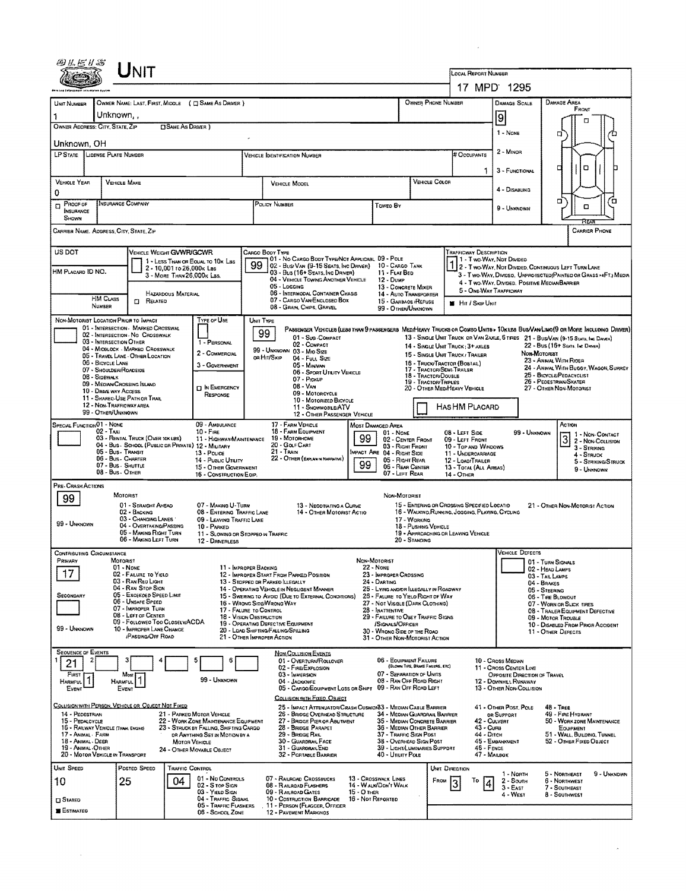# UNIT

LOCAL REPORT NUMBER: 17 MPD 1295

| UNIT NUMBER | OWNER NAME: LAST, FIRST, MIDDLE ( ☐ SAME AS DRIVER ) | OWNER PHONE NUMBER | DAMAGE SCALE | DAMAGE AREA |
|---|---|---|---|---|
| 1 | Unknown, , | | 9 | FRONT |

OWNER ADDRESS: CITY, STATE, ZIP ( ☐ SAME AS DRIVER ): Unknown, OH

DAMAGE SCALE: 1 - NONE, 2 - MINOR, 3 - FUNCTIONAL, 4 - DISABLING, 9 - UNKNOWN

| LP STATE | LICENSE PLATE NUMBER | VEHICLE IDENTIFICATION NUMBER | # OCCUPANTS |
|---|---|---|---|
| | | | 1 |

| VEHICLE YEAR | VEHICLE MAKE | VEHICLE MODEL | VEHICLE COLOR |
|---|---|---|---|
| 0 | | | |

| ☐ PROOF OF INSURANCE SHOWN | INSURANCE COMPANY | POLICY NUMBER | TOWED BY |
|---|---|---|---|
| | | | |

CARRIER NAME, ADDRESS, CITY, STATE, ZIP — CARRIER PHONE

US DOT —

VEHICLE WEIGHT GVWR/GCWR: 1 - LESS THAN OR EQUAL TO 10K LBS; 2 - 10,001 TO 26,000K LBS; 3 - MORE THAN 26,000K LBS.

HM PLACARD ID NO. — HAZARDOUS MATERIAL — HM CLASS NUMBER — ☐ RELATED

CARGO BODY TYPE: **99**
01 - NO CARGO BODY TYPE/NOT APPLICABLE; 02 - BUS/VAN (9-15 SEATS, INC DRIVER); 03 - BUS (16+ SEATS, INC DRIVER); 04 - VEHICLE TOWING ANOTHER VEHICLE; 05 - LOGGING; 06 - INTERMODAL CONTAINER CHASIS; 07 - CARGO VAN/ENCLOSED BOX; 08 - GRAIN, CHIPS, GRAVEL; 09 - POLE; 10 - CARGO TANK; 11 - FLAT BED; 12 - DUMP; 13 - CONCRETE MIXER; 14 - AUTO TRANSPORTER; 15 - GARBAGE/REFUSE; 99 - OTHER/UNKNOWN

TRAFFICWAY DESCRIPTION: **1**
1 - TWO-WAY, NOT DIVIDED; 2 - TWO-WAY, NOT DIVIDED, CONTINUOUS LEFT TURN LANE; 3 - TWO-WAY, DIVIDED, UNPROTECTED (PAINTED OR GRASS >4FT.) MEDIA; 4 - TWO-WAY, DIVIDED, POSITIVE MEDIAN BARRIER; 5 - ONE-WAY TRAFFICWAY

■ HIT / SKIP UNIT

NON-MOTORIST LOCATION PRIOR TO IMPACT: 01 - INTERSECTION - MARKED CROSSWALK; 02 - INTERSECTION - NO CROSSWALK; 03 - INTERSECTION OTHER; 04 - MIDBLOCK - MARKED CROSSWALK; 05 - TRAVEL LANE - OTHER LOCATION; 06 - BICYCLE LANE; 07 - SHOULDER/ROADSIDE; 08 - SIDEWALK; 09 - MEDIAN/CROSSING ISLAND; 10 - DRIVE WAY ACCESS; 11 - SHARED-USE PATH OR TRAIL; 12 - NON-TRAFFICWAY AREA; 99 - OTHER/UNKNOWN

TYPE OF USE: 1 - PERSONAL; 2 - COMMERCIAL; 3 - GOVERNMENT; ☐ IN EMERGENCY RESPONSE

UNIT TYPE: **99**
PASSENGER VEHICLES (LESS THAN 9 PASSENGERS MED/HEAVY TRUCKS OR COMBO UNITS > 10K LBS BUS/VAN/LIMO (9 OR MORE INCLUDING DRIVER)
01 - SUB-COMPACT; 02 - COMPACT; 99 - UNKNOWN 03 - MID SIZE; OR HIT/SKIP 04 - FULL SIZE; 05 - MINIVAN; 06 - SPORT UTILITY VEHICLE; 07 - PICKUP; 08 - VAN; 09 - MOTORCYCLE; 10 - MOTORIZED BICYCLE; 11 - SNOWMOBILE/ATV; 12 - OTHER PASSENGER VEHICLE
13 - SINGLE UNIT TRUCK OR VAN 2AXLE, 6 TIRES; 14 - SINGLE UNIT TRUCK; 3+ AXLES; 15 - SINGLE UNIT TRUCK / TRAILER; 16 - TRUCK/TRACTOR (BOBTAIL); 17 - TRACTOR/SEMI-TRAILER; 18 - TRACTOR/DOUBLE; 19 - TRACTOR/TRIPLES; 20 - OTHER MED/HEAVY VEHICLE
21 - BUS/VAN (9-15 SEATS, INC DRIVER); 22 - BUS (16+ SEATS, INC DRIVER)
NON-MOTORIST: 23 - ANIMAL WITH RIDER; 24 - ANIMAL WITH BUGGY, WAGON, SURREY; 25 - BICYCLE/PEDACYCLIST; 26 - PEDESTRIAN/SKATER; 27 - OTHER NON-MOTORIST
☐ HAS HM PLACARD

SPECIAL FUNCTION: 01 - NONE; 02 - TAXI; 03 - RENTAL TRUCK (OVER 10K LBS); 04 - BUS - SCHOOL (PUBLIC OR PRIVATE); 05 - BUS - TRANSIT; 06 - BUS - CHARTER; 07 - BUS - SHUTTLE; 08 - BUS - OTHER; 09 - AMBULANCE; 10 - FIRE; 11 - HIGHWAY/MAINTENANCE; 12 - MILITARY; 13 - POLICE; 14 - PUBLIC UTILITY; 15 - OTHER GOVERNMENT; 16 - CONSTRUCTION EQIP.; 17 - FARM VEHICLE; 18 - FARM EQUIPMENT; 19 - MOTORHOME; 20 - GOLF CART; 21 - TRAIN; 22 - OTHER (EXPLAIN IN NARRATIVE)

MOST DAMAGED AREA: **99**; IMPACT ARE: **99**
01 - NONE; 02 - CENTER FRONT; 03 - RIGHT FRONT; 04 - RIGHT SIDE; 05 - RIGHT REAR; 06 - REAR CENTER; 07 - LEFT REAR; 08 - LEFT SIDE; 09 - LEFT FRONT; 10 - TOP AND WINDOWS; 11 - UNDERCARRIAGE; 12 - LOAD/TRAILER; 13 - TOTAL (ALL AREAS); 14 - OTHER; 99 - UNKNOWN

ACTION: **3**
1 - NON-CONTACT; 2 - NON-COLLISION; 3 - STRIKING; 4 - STRUCK; 5 - STRIKING/STRUCK; 9 - UNKNOWN

PRE-CRASH ACTIONS: **99**
MOTORIST: 01 - STRAIGHT AHEAD; 02 - BACKING; 03 - CHANGING LANES; 04 - OVERTAKING/PASSING; 05 - MAKING RIGHT TURN; 06 - MAKING LEFT TURN; 07 - MAKING U-TURN; 08 - ENTERING TRAFFIC LANE; 09 - LEAVING TRAFFIC LANE; 10 - PARKED; 11 - SLOWING OR STOPPED IN TRAFFIC; 12 - DRIVERLESS; 13 - NEGOTIATING A CURVE; 14 - OTHER MOTORIST ACTIO
99 - UNKNOWN
NON-MOTORIST: 15 - ENTERING OR CROSSING SPECIFIED LOCATIO; 16 - WALKING, RUNNING, JOGGING, PLAYING, CYCLING; 17 - WORKING; 18 - PUSHING VEHICLE; 19 - APPROACHING OR LEAVING VEHICLE; 20 - STANDING; 21 - OTHER NON-MOTORIST ACTION

CONTRIBUTING CIRCUMSTANCE: PRIMARY **17**; SECONDARY —
MOTORIST: 01 - NONE; 02 - FAILURE TO YIELD; 03 - RAN RED LIGHT; 04 - RAN STOP SIGN; 05 - EXCEEDED SPEED LIMIT; 06 - UNSAFE SPEED; 07 - IMPROPER TURN; 08 - LEFT OF CENTER; 09 - FOLLOWED TOO CLOSELY/ACDA; 10 - IMPROPER LANE CHANGE /PASSING/OFF ROAD; 11 - IMPROPER BACKING; 12 - IMPROPER START FROM PARKED POSITION; 13 - STOPPED OR PARKED ILLEGALLY; 14 - OPERATING VEHICLE IN NEGLIGENT MANNER; 15 - SWERING TO AVOID (DUE TO EXTERNAL CONDITIONS); 16 - WRONG SIDE/WRONG WAY; 17 - FAILURE TO CONTROL; 18 - VISION OBSTRUCTION; 19 - OPERATING DEFECTIVE EQUIPMENT; 20 - LOAD SHIFTING/FALLING/SPILLING; 21 - OTHER IMPROPER ACTION
99 - UNKNOWN
NON-MOTORIST: 22 - NONE; 23 - IMPROPER CROSSING; 24 - DARTING; 25 - LYING AND/OR ILLEGALLY IN ROADWAY; 26 - FALURE TO YIELD RIGHT OF WAY; 27 - NOT VISIBLE (DARK CLOTHING); 28 - INATTENTIVE; 29 - FAILURE TO OBEY TRAFFIC SIGNS /SIGNALS/OFFICER; 30 - WRONG SIDE OF THE ROAD; 31 - OTHER NON-MOTORIST ACTION

VEHICLE DEFECTS: 01 - TURN SIGNALS; 02 - HEAD LAMPS; 03 - TAIL LAMPS; 04 - BRAKES; 05 - STEERING; 06 - TIRE BLOWOUT; 07 - WORN OR SLICK TIRES; 08 - TRAILER EQUIPMENT DEFECTIVE; 09 - MOTOR TROUBLE; 10 - DISABLED FROM PRIOR ACCIDENT; 11 - OTHER DEFECTS

SEQUENCE OF EVENTS: 1: **21**; 2: ; 3: ; 4: ; 5: ; 6:
FIRST HARMFUL EVENT: **1**; MOST HARMFUL EVENT: **1**; 99 - UNKNOWN

NON-COLLISION EVENTS: 01 - OVERTURN/ROLLOVER; 02 - FIRE/EXPLOSION; 03 - IMMERSION; 04 - JACKKNIFE; 05 - CARGO/EQUIPMENT LOSS OR SHIFT; 06 - EQUIPMENT FAILURE (BLOWN TIRE, BRAKE FAILURE, ETC); 07 - SEPARATION OF UNITS; 08 - RAN OFF ROAD RIGHT; 09 - RAN OFF ROAD LEFT; 10 - CROSS MEDIAN; 11 - CROSS CENTER LINE OPPOSITE DIRECTION OF TRAVEL; 12 - DOWNHILL RUNAWAY; 13 - OTHER NON-COLLISION

COLLISION WITH PERSON, VEHICLE OR OBJECT NOT FIXED: 14 - PEDESTRIAN; 15 - PEDALCYCLE; 16 - RAILWAY VEHICLE (TRAIN, ENGINE); 17 - ANIMAL - FARM; 18 - ANIMAL - DEER; 19 - ANIMAL - OTHER; 20 - MOTOR VEHICLE IN TRANSPORT; 21 - PARKED MOTOR VEHICLE; 22 - WORK ZONE MAINTENANCE EQUIPMENT; 23 - STRUCK BY FALLING, SHIFTING CARGO OR ANYTHING SET IN MOTION BY A MOTOR VEHICLE; 24 - OTHER MOVABLE OBJECT

COLLISION WITH FIXED, OBJECT: 25 - IMPACT ATTENUATOR/CRASH CUSHION; 26 - BRIDGE OVERHEAD STRUCTURE; 27 - BRIDGE PIER OR ABUTMENT; 28 - BRIDGE PARAPET; 29 - BRIDGE RAIL; 30 - GUARDRAIL FACE; 31 - GUARDRAIL END; 32 - PORTABLE BARRIER; 33 - MEDIAN CABLE BARRIER; 34 - MEDIAN GUARDRAIL BARRIER; 35 - MEDIAN CONCRETE BARRIER; 36 - MEDIAN OTHER BARRIER; 37 - TRAFFIC SIGN POST; 38 - OVERHEAD SIGN POST; 39 - LIGHT/LUMINARIES SUPPORT; 40 - UTILITY POLE; 41 - OTHER POST, POLE OR SUPPORT; 42 - CULVERT; 43 - CURB; 44 - DITCH; 45 - EMBANKMENT; 46 - FENCE; 47 - MAILBOX; 48 - TREE; 49 - FIRE HYDRANT; 50 - WORK ZONE MAINTENANCE EQUIPMENT; 51 - WALL, BUILDING, TUNNEL; 52 - OTHER FIXED OBJECT

| UNIT SPEED | POSTED SPEED | TRAFFIC CONTROL | UNIT DIRECTION |
|---|---|---|---|
| 10 | 25 | 04 | FROM 3 TO 4 |

☐ STATED ■ ESTIMATED

TRAFFIC CONTROL: 01 - NO CONTROLS; 02 - STOP SIGN; 03 - YIELD SIGN; 04 - TRAFFIC SIGNAL; 05 - TRAFFIC FLASHERS; 06 - SCHOOL ZONE; 07 - RAILROAD CROSSBUCKS; 08 - RAILROAD FLASHERS; 09 - RAILROAD GATES; 10 - COSTRUCTION BARRICADE; 11 - PERSON (FLAGGER, OFFICER; 12 - PAVEMENT MARKINGS; 13 - CROSSWALK LINES; 14 - WALK/DON'T WALK; 15 - OTHER; 16 - NOT REPORTED

UNIT DIRECTION: 1 - NORTH; 2 - SOUTH; 3 - EAST; 4 - WEST; 5 - NORTHEAST; 6 - NORTHWEST; 7 - SOUTHEAST; 8 - SOUTHWEST; 9 - UNKNOWN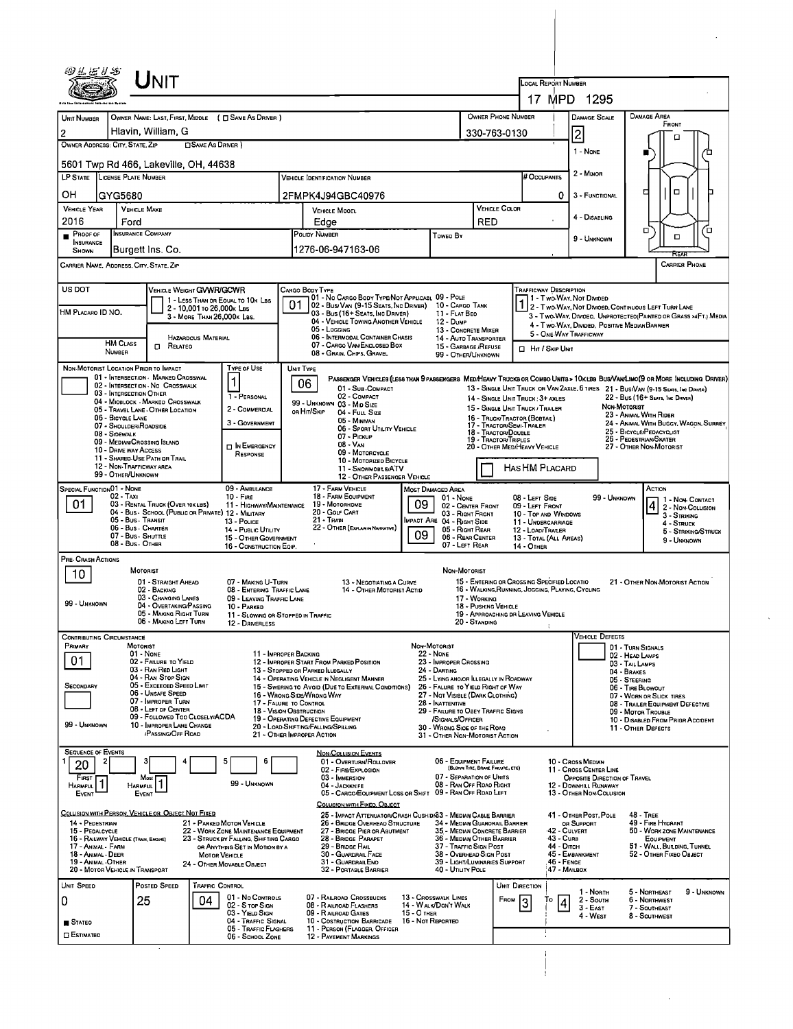# UNIT

**Local Report Number:** 17 MPD 1295

| Unit Number | Owner Name: Last, First, Middle ( ☐ Same as Driver ) | Owner Phone Number | Damage Scale | Damage Area |
|---|---|---|---|---|
| 2 | Hlavin, William, G | 330-763-0130 | 2 | Front |

**Owner Address: City, State, Zip** ☐ Same as Driver

5601 Twp Rd 466, Lakeville, OH, 44638

Damage Scale: 1 - None, 2 - Minor, 3 - Functional, 4 - Disabling, 9 - Unknown

| LP State | License Plate Number | Vehicle Identification Number | # Occupants |
|---|---|---|---|
| OH | GYG5680 | 2FMPK4J94GBC40976 | 0 |

| Vehicle Year | Vehicle Make | Vehicle Model | Vehicle Color |
|---|---|---|---|
| 2016 | Ford | Edge | RED |

| Proof of Insurance Shown | Insurance Company | Policy Number | Towed By |
|---|---|---|---|
| ■ | Burgett Ins. Co. | 1276-06-947163-06 | |

**Carrier Name, Address, City, State, Zip** — **Carrier Phone**

**US DOT** / **HM Placard ID No.** / **HM Class Number** ☐ Related — Hazardous Material

**Vehicle Weight GVWR/GCWR:** 1 - Less than or equal to 10K Lbs; 2 - 10,001 to 26,000K Lbs; 3 - More than 26,000K Lbs.

**Cargo Body Type:** 01
01 - No Cargo Body Type/Not Applicabl; 02 - Bus/Van (9-15 Seats, Inc Driver); 03 - Bus (16+ Seats, Inc Driver); 04 - Vehicle Towing Another Vehicle; 05 - Logging; 06 - Intermodal Container Chasis; 07 - Cargo Van/Enclosed Box; 08 - Grain, Chips, Gravel; 09 - Pole; 10 - Cargo Tank; 11 - Flat Bed; 12 - Dump; 13 - Concrete Mixer; 14 - Auto Transporter; 15 - Garbage/Refuse; 99 - Other/Unknown

**Trafficway Description:** 1
1 - Two-Way, Not Divided; 2 - Two-Way, Not Divided, Continuous Left Turn Lane; 3 - Two-Way, Divided, Unprotected (Painted or Grass >4Ft.) Media; 4 - Two-Way, Divided, Positive Median Barrier; 5 - One-Way Trafficway
☐ Hit / Skip Unit

**Non-Motorist Location Prior to Impact:** 01 - Intersection - Marked Crosswal; 02 - Intersection - No Crosswalk; 03 - Intersection Other; 04 - Midblock - Marked Crosswalk; 05 - Travel Lane - Other Location; 06 - Bicycle Lane; 07 - Shoulder/Roadside; 08 - Sidewalk; 09 - Median/Crossing Island; 10 - Drive way Access; 11 - Shared-Use Path or Trail; 12 - Non-Trafficway area; 99 - Other/Unknown

**Type of Use:** 1
1 - Personal; 2 - Commercial; 3 - Government; ☐ In Emergency Response

**Unit Type:** 06
Passenger Vehicles (less than 9 passengers): 01 - Sub-Compact; 02 - Compact; 99 - Unknown 03 - Mid Size; or Hit/Skip 04 - Full Size; 05 - Minivan; 06 - Sport Utility Vehicle; 07 - Pickup; 08 - Van; 09 - Motorcycle; 10 - Motorized Bicycle; 11 - Snowmobile/ATV; 12 - Other Passenger Vehicle
Med/Heavy Trucks or Combo Units > 10K lbs Bus/Van/Limo (9 or more including driver): 13 - Single Unit Truck or Van 2axle, 6 tires; 14 - Single Unit Truck: 3+ axles; 15 - Single Unit Truck / Trailer; 16 - Truck/Tractor (Bobtail); 17 - Tractor/Semi-Trailer; 18 - Tractor/Double; 19 - Tractor/Triples; 20 - Other Med/Heavy Vehicle; 21 - Bus/Van (9-15 Seats, Inc Driver); 22 - Bus (16+ Seats, Inc Driver)
Non-Motorist: 23 - Animal With Rider; 24 - Animal With Buggy, Wagon, Surrey; 25 - Bicycle/Pedacyclist; 26 - Pedestrian/Skater; 27 - Other Non-Motorist
☐ Has HM Placard

**Special Function:** 01
01 - None; 02 - Taxi; 03 - Rental Truck (Over 10K lbs); 04 - Bus - School (Public or Private); 05 - Bus - Transit; 06 - Bus - Charter; 07 - Bus - Shuttle; 08 - Bus - Other; 09 - Ambulance; 10 - Fire; 11 - Highway/Maintenance; 12 - Military; 13 - Police; 14 - Public Utility; 15 - Other Government; 16 - Construction Eqip.; 17 - Farm Vehicle; 18 - Farm Equipment; 19 - Motorhome; 20 - Golf Cart; 21 - Train; 22 - Other (Explain in Narrative)

**Most Damaged Area:** 09 — **Impact Are:** 09
01 - None; 02 - Center Front; 03 - Right Front; 04 - Right Side; 05 - Right Rear; 06 - Rear Center; 07 - Left Rear; 08 - Left Side; 09 - Left Front; 10 - Top and Windows; 11 - Undercarriage; 12 - Load/Trailer; 13 - Total (All Areas); 14 - Other; 99 - Unknown

**Action:** 4
1 - Non-Contact; 2 - Non-Collision; 3 - Striking; 4 - Struck; 5 - Striking/Struck; 9 - Unknown

**Pre-Crash Actions:** 10
Motorist: 01 - Straight Ahead; 02 - Backing; 03 - Changing Lanes; 04 - Overtaking/Passing; 05 - Making Right Turn; 06 - Making Left Turn; 07 - Making U-Turn; 08 - Entering Traffic Lane; 09 - Leaving Traffic Lane; 10 - Parked; 11 - Slowing or Stopped in Traffic; 12 - Driverless; 13 - Negotiating a Curve; 14 - Other Motorist Actio; 99 - Unknown
Non-Motorist: 15 - Entering or Crossing Specified Locatio; 16 - Walking, Running, Jogging, Playing, Cycling; 17 - Working; 18 - Pushing Vehicle; 19 - Approaching or Leaving Vehicle; 20 - Standing; 21 - Other Non-Motorist Action

**Contributing Circumstance:** Primary 01; Secondary —
Motorist: 01 - None; 02 - Failure to Yield; 03 - Ran Red Light; 04 - Ran Stop Sign; 05 - Exceeded Speed Limit; 06 - Unsafe Speed; 07 - Improper Turn; 08 - Left of Center; 09 - Followed Too Closely/ACDA; 10 - Improper Lane Change /Passing/Off Road; 11 - Improper Backing; 12 - Improper Start From Parked Position; 13 - Stopped or Parked Illegally; 14 - Operating Vehicle in Negligent Manner; 15 - Swering to Avoid (Due to External Conditions); 16 - Wrong Side/Wrong Way; 17 - Failure to Control; 18 - Vision Obstruction; 19 - Operating Defective Equipment; 20 - Load Shifting/Falling/Spilling; 21 - Other Improper Action; 99 - Unknown
Non-Motorist: 22 - None; 23 - Improper Crossing; 24 - Darting; 25 - Lying and/or Illegally in Roadway; 26 - Failure to Yield Right of Way; 27 - Not Visible (Dark Clothing); 28 - Inattentive; 29 - Failure to Obey Traffic Signs /Signals/Officer; 30 - Wrong Side of the Road; 31 - Other Non-Motorist Action

**Vehicle Defects:** 01 - Turn Signals; 02 - Head Lamps; 03 - Tail Lamps; 04 - Brakes; 05 - Steering; 06 - Tire Blowout; 07 - Worn or Slick Tires; 08 - Trailer Equipment Defective; 09 - Motor Trouble; 10 - Disabled From Prior Accident; 11 - Other Defects

**Sequence of Events:** 1: 20; 2: —; 3: —; 4: —; 5: —; 6: —
First Harmful Event: 1; Most Harmful Event: 1; 99 - Unknown

Non-Collision Events: 01 - Overturn/Rollover; 02 - Fire/Explosion; 03 - Immersion; 04 - Jackknife; 05 - Cargo/Equipment Loss or Shift; 06 - Equipment Failure (Blown Tire, Brake Failure, etc); 07 - Separation of Units; 08 - Ran Off Road Right; 09 - Ran Off Road Left; 10 - Cross Median; 11 - Cross Center Line Opposite Direction of Travel; 12 - Downhill Runaway; 13 - Other Non-Collision

Collision with Person, Vehicle or Object Not Fixed: 14 - Pedestrian; 15 - Pedalcycle; 16 - Railway Vehicle (Train, Engine); 17 - Animal - Farm; 18 - Animal - Deer; 19 - Animal - Other; 20 - Motor Vehicle in Transport; 21 - Parked Motor Vehicle; 22 - Work Zone Maintenance Equipment; 23 - Struck by Falling, Shifting Cargo or Anything Set in Motion by a Motor Vehicle; 24 - Other Movable Object

Collision with Fixed, Object: 25 - Impact Attenuator/Crash Cushion; 26 - Bridge Overhead Structure; 27 - Bridge Pier or Abutment; 28 - Bridge Parapet; 29 - Bridge Rail; 30 - Guardrail Face; 31 - Guardrail End; 32 - Portable Barrier; 33 - Median Cable Barrier; 34 - Median Guardrail Barrier; 35 - Median Concrete Barrier; 36 - Median Other Barrier; 37 - Traffic Sign Post; 38 - Overhead Sign Post; 39 - Light/Luminaries Support; 40 - Utility Pole; 41 - Other Post, Pole or Support; 42 - Culvert; 43 - Curb; 44 - Ditch; 45 - Embankment; 46 - Fence; 47 - Mailbox; 48 - Tree; 49 - Fire Hydrant; 50 - Work Zone Maintenance Equipment; 51 - Wall, Building, Tunnel; 52 - Other Fixed Object

| Unit Speed | Posted Speed | Traffic Control | Unit Direction |
|---|---|---|---|
| 0 | 25 | 04 | From 3 To 4 |

■ Stated ☐ Estimated

Traffic Control: 01 - No Controls; 02 - Stop Sign; 03 - Yield Sign; 04 - Traffic Signal; 05 - Traffic Flashers; 06 - School Zone; 07 - Railroad Crossbucks; 08 - Railroad Flashers; 09 - Railroad Gates; 10 - Costruction Barricade; 11 - Person (Flagger, Officer); 12 - Pavement Markings; 13 - Crosswalk Lines; 14 - Walk/Don't Walk; 15 - Other; 16 - Not Reported

Unit Direction: 1 - North; 2 - South; 3 - East; 4 - West; 5 - Northeast; 6 - Northwest; 7 - Southeast; 8 - Southwest; 9 - Unknown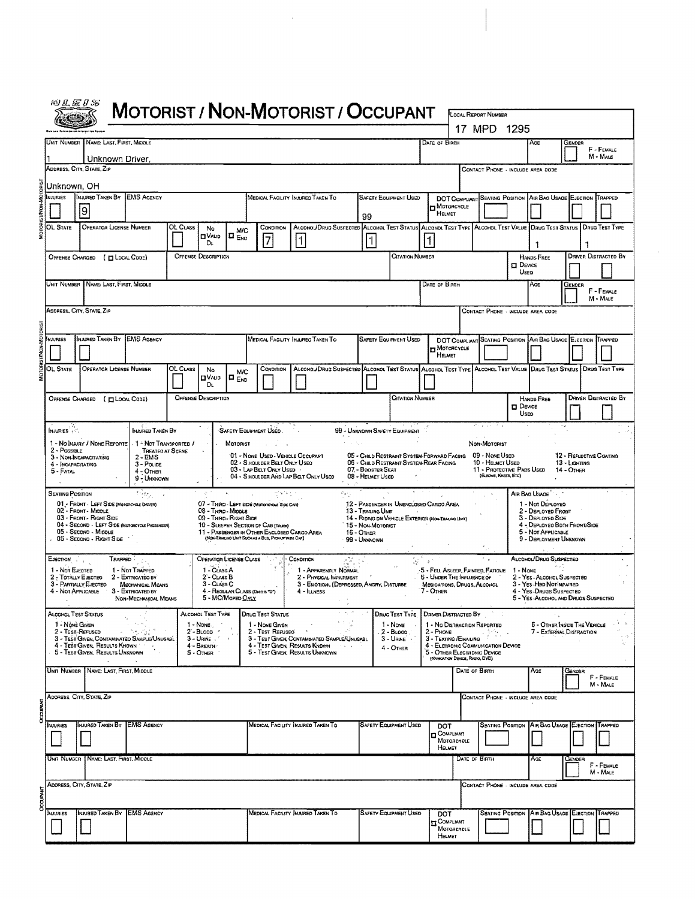# MOTORIST / NON-MOTORIST / OCCUPANT

**LOCAL REPORT NUMBER:** 17 MPD 1295

## MOTORIST/NON-MOTORIST

| UNIT NUMBER | NAME: LAST, FIRST, MIDDLE | DATE OF BIRTH | AGE | GENDER (F - FEMALE, M - MALE) |
|---|---|---|---|---|
| 1 | Unknown Driver, | | | |

| ADDRESS, CITY, STATE, ZIP | CONTACT PHONE - INCLUDE AREA CODE |
|---|---|
| Unknown, OH | |

| INJURIES | INJURED TAKEN BY | EMS AGENCY | MEDICAL FACILITY INJURED TAKEN TO | SAFETY EQUIPMENT USED | DOT COMPLIANT MOTORCYCLE HELMET | SEATING POSITION | AIR BAG USAGE | EJECTION | TRAPPED |
|---|---|---|---|---|---|---|---|---|---|
| | 9 | | | 99 | | | | | |

| OL STATE | OPERATOR LICENSE NUMBER | OL CLASS | NO VALID DL | M/C END | CONDITION | ALCOHOL/DRUG SUSPECTED | ALCOHOL TEST STATUS | ALCOHOL TEST TYPE | ALCOHOL TEST VALUE | DRUG TEST STATUS | DRUG TEST TYPE |
|---|---|---|---|---|---|---|---|---|---|---|---|
| | | | | | 7 | 1 | 1 | 1 | | 1 | 1 |

| OFFENSE CHARGED ( LOCAL CODE) | OFFENSE DESCRIPTION | CITATION NUMBER | HANDS-FREE DEVICE USED | DRIVER DISTRACTED BY |
|---|---|---|---|---|
| | | | | |

## MOTORIST/NON-MOTORIST

| UNIT NUMBER | NAME: LAST, FIRST, MIDDLE | DATE OF BIRTH | AGE | GENDER (F - FEMALE, M - MALE) |
|---|---|---|---|---|
| | | | | |

| ADDRESS, CITY, STATE, ZIP | CONTACT PHONE - INCLUDE AREA CODE |
|---|---|
| | |

| INJURIES | INJURED TAKEN BY | EMS AGENCY | MEDICAL FACILITY INJURED TAKEN TO | SAFETY EQUIPMENT USED | DOT COMPLIANT MOTORCYCLE HELMET | SEATING POSITION | AIR BAG USAGE | EJECTION | TRAPPED |
|---|---|---|---|---|---|---|---|---|---|
| | | | | | | | | | |

| OL STATE | OPERATOR LICENSE NUMBER | OL CLASS | NO VALID DL | M/C END | CONDITION | ALCOHOL/DRUG SUSPECTED | ALCOHOL TEST STATUS | ALCOHOL TEST TYPE | ALCOHOL TEST VALUE | DRUG TEST STATUS | DRUG TEST TYPE |
|---|---|---|---|---|---|---|---|---|---|---|---|
| | | | | | | | | | | | |

| OFFENSE CHARGED ( LOCAL CODE) | OFFENSE DESCRIPTION | CITATION NUMBER | HANDS-FREE DEVICE USED | DRIVER DISTRACTED BY |
|---|---|---|---|---|
| | | | | |

## Codes

**INJURIES:** 1 - No Injury / None Reported; 2 - Possible; 3 - Non-Incapacitating; 4 - Incapacitating; 5 - Fatal

**INJURED TAKEN BY:** 1 - Not Transported / Treated at Scene; 2 - EMS; 3 - Police; 4 - Other; 9 - Unknown

**SAFETY EQUIPMENT USED:** 99 - Unknown Safety Equipment

Motorist: 01 - None Used - Vehicle Occupant; 02 - Shoulder Belt Only Used; 03 - Lap Belt Only Used; 04 - Shoulder and Lap Belt Only Used; 05 - Child Restraint System-Forward Facing; 06 - Child Restraint System-Rear Facing; 07 - Booster Seat; 08 - Helmet Used

Non-Motorist: 09 - None Used; 10 - Helmet Used; 11 - Protective Pads Used (Elbows, Knees, Etc); 12 - Reflective Coating; 13 - Lighting; 14 - Other

**SEATING POSITION:** 01 - Front - Left Side (Motorcycle Driver); 02 - Front - Middle; 03 - Front - Right Side; 04 - Second - Left Side (Motorcycle Passenger); 05 - Second - Middle; 06 - Second - Right Side; 07 - Third - Left Side (Motorcycle Side Car); 08 - Third - Middle; 09 - Third - Right Side; 10 - Sleeper Section of Cab (Truck); 11 - Passenger in Other Enclosed Cargo Area (Non-Trailing Unit Such as a Bus, Pickup with Cap); 12 - Passenger in Unenclosed Cargo Area; 13 - Trailing Unit; 14 - Riding on Vehicle Exterior (Non-Trailing Unit); 15 - Non-Motorist; 16 - Other; 99 - Unknown

**AIR BAG USAGE:** 1 - Not Deployed; 2 - Deployed Front; 3 - Deployed Side; 4 - Deployed Both Front/Side; 5 - Not Applicable; 9 - Deployment Unknown

**EJECTION:** 1 - Not Ejected; 2 - Totally Ejected; 3 - Partially Ejected; 4 - Not Applicable

**TRAPPED:** 1 - Not Trapped; 2 - Extricated by Mechanical Means; 3 - Extricated by Non-Mechanical Means

**OPERATOR LICENSE CLASS:** 1 - Class A; 2 - Class B; 3 - Class C; 4 - Regular Class (Ohio is "D"); 5 - M/C Moped Only

**CONDITION:** 1 - Apparently Normal; 2 - Physical Impairment; 3 - Emotional (Depressed, Angry, Disturbed); 4 - Illness; 5 - Fell Asleep, Fainted, Fatigue; 6 - Under the Influence of Medications, Drugs, Alcohol; 7 - Other

**ALCOHOL/DRUG SUSPECTED:** 1 - None; 2 - Yes - Alcohol Suspected; 3 - Yes - HBD Not Impaired; 4 - Yes - Drugs Suspected; 5 - Yes - Alcohol and Drugs Suspected

**ALCOHOL TEST STATUS:** 1 - None Given; 2 - Test Refused; 3 - Test Given, Contaminated Sample/Unusable; 4 - Test Given, Results Known; 5 - Test Given, Results Unknown

**ALCOHOL TEST TYPE:** 1 - None; 2 - Blood; 3 - Urine; 4 - Breath; 5 - Other

**DRUG TEST STATUS:** 1 - None Given; 2 - Test Refused; 3 - Test Given, Contaminated Sample/Unusable; 4 - Test Given, Results Known; 5 - Test Given, Results Unknown

**DRUG TEST TYPE:** 1 - None; 2 - Blood; 3 - Urine; 4 - Other

**DRIVER DISTRACTED BY:** 1 - No Distraction Reported; 2 - Phone; 3 - Texting / Emailing; 4 - Electronic Communication Device; 5 - Other Electronic Device (Navigation Device, Radio, DVD); 6 - Other Inside the Vehicle; 7 - External Distraction

## OCCUPANT

| UNIT NUMBER | NAME: LAST, FIRST, MIDDLE | DATE OF BIRTH | AGE | GENDER (F - FEMALE, M - MALE) |
|---|---|---|---|---|
| | | | | |

| ADDRESS, CITY, STATE, ZIP | CONTACT PHONE - INCLUDE AREA CODE |
|---|---|
| | |

| INJURIES | INJURED TAKEN BY | EMS AGENCY | MEDICAL FACILITY INJURED TAKEN TO | SAFETY EQUIPMENT USED | DOT COMPLIANT MOTORCYCLE HELMET | SEATING POSITION | AIR BAG USAGE | EJECTION | TRAPPED |
|---|---|---|---|---|---|---|---|---|---|
| | | | | | | | | | |

## OCCUPANT

| UNIT NUMBER | NAME: LAST, FIRST, MIDDLE | DATE OF BIRTH | AGE | GENDER (F - FEMALE, M - MALE) |
|---|---|---|---|---|
| | | | | |

| ADDRESS, CITY, STATE, ZIP | CONTACT PHONE - INCLUDE AREA CODE |
|---|---|
| | |

| INJURIES | INJURED TAKEN BY | EMS AGENCY | MEDICAL FACILITY INJURED TAKEN TO | SAFETY EQUIPMENT USED | DOT COMPLIANT MOTORCYCLE HELMET | SEATING POSITION | AIR BAG USAGE | EJECTION | TRAPPED |
|---|---|---|---|---|---|---|---|---|---|
| | | | | | | | | | |